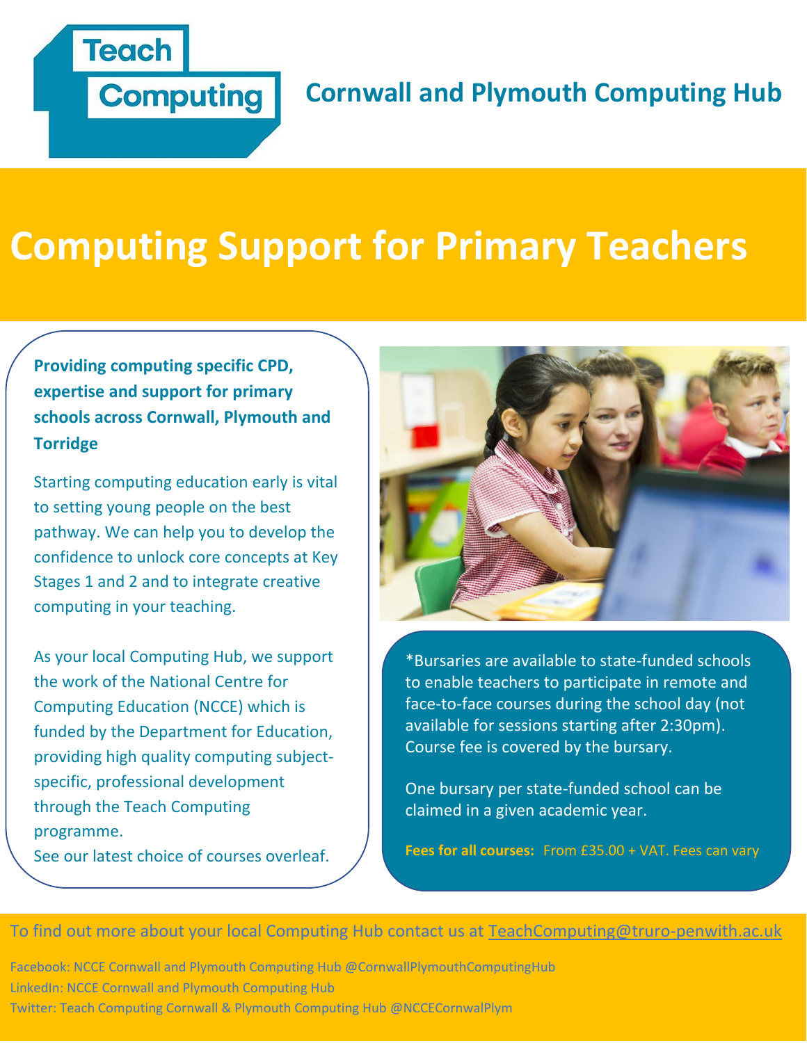Teach Computing

## Cornwall and Plymouth Computing Hub

# Computing Support for Primary Teachers

**Providing computing specific CPD, expertise and support for primary schools across Cornwall, Plymouth and Torridge**

Starting computing education early is vital to setting young people on the best pathway. We can help you to develop the confidence to unlock core concepts at Key Stages 1 and 2 and to integrate creative computing in your teaching.

As your local Computing Hub, we support the work of the National Centre for Computing Education (NCCE) which is funded by the Department for Education, providing high quality computing subject-specific, professional development through the Teach Computing programme.

See our latest choice of courses overleaf.

*Bursaries are available to state-funded schools to enable teachers to participate in remote and face-to-face courses during the school day (not available for sessions starting after 2:30pm). Course fee is covered by the bursary.

One bursary per state-funded school can be claimed in a given academic year.

**Fees for all courses:** From £35.00 + VAT. Fees can vary

To find out more about your local Computing Hub contact us at TeachComputing@truro-penwith.ac.uk

Facebook: NCCE Cornwall and Plymouth Computing Hub @CornwallPlymouthComputingHub
LinkedIn: NCCE Cornwall and Plymouth Computing Hub
Twitter: Teach Computing Cornwall & Plymouth Computing Hub @NCCECornwalPlym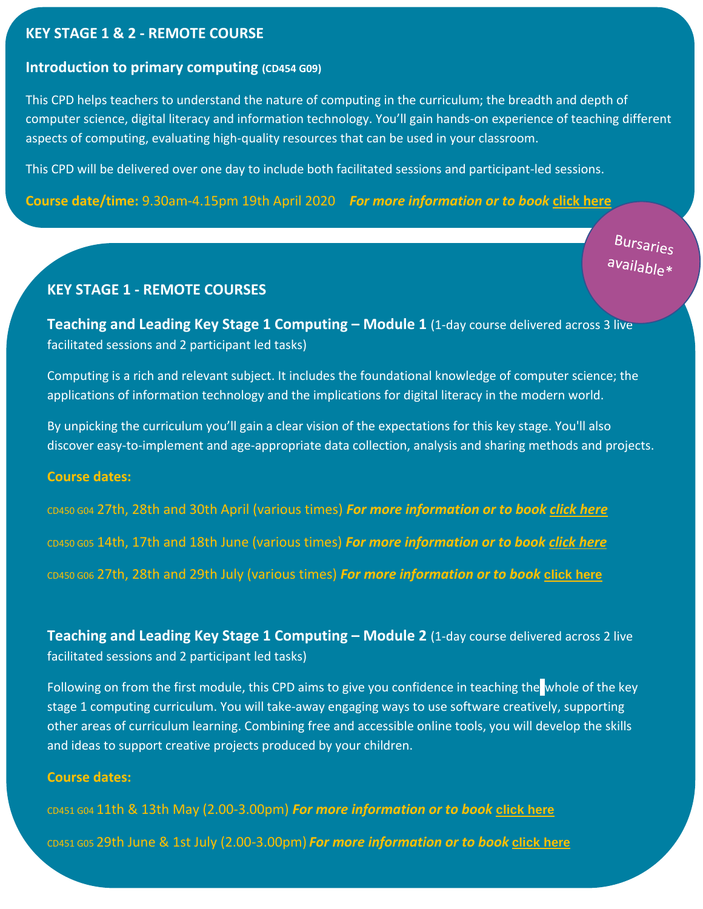## KEY STAGE 1 & 2 - REMOTE COURSE

### Introduction to primary computing (CD454 G09)

This CPD helps teachers to understand the nature of computing in the curriculum; the breadth and depth of computer science, digital literacy and information technology. You'll gain hands-on experience of teaching different aspects of computing, evaluating high-quality resources that can be used in your classroom.

This CPD will be delivered over one day to include both facilitated sessions and participant-led sessions.

**Course date/time:** 9.30am-4.15pm 19th April 2020 ***For more information or to book*** **click here**

Bursaries available*

## KEY STAGE 1 - REMOTE COURSES

**Teaching and Leading Key Stage 1 Computing – Module 1** (1-day course delivered across 3 live facilitated sessions and 2 participant led tasks)

Computing is a rich and relevant subject. It includes the foundational knowledge of computer science; the applications of information technology and the implications for digital literacy in the modern world.

By unpicking the curriculum you'll gain a clear vision of the expectations for this key stage. You'll also discover easy-to-implement and age-appropriate data collection, analysis and sharing methods and projects.

**Course dates:**

CD450 G04 27th, 28th and 30th April (various times) ***For more information or to book*** **click here**

CD450 G05 14th, 17th and 18th June (various times) ***For more information or to book*** **click here**

CD450 G06 27th, 28th and 29th July (various times) ***For more information or to book*** **click here**

**Teaching and Leading Key Stage 1 Computing – Module 2** (1-day course delivered across 2 live facilitated sessions and 2 participant led tasks)

Following on from the first module, this CPD aims to give you confidence in teaching the whole of the key stage 1 computing curriculum. You will take-away engaging ways to use software creatively, supporting other areas of curriculum learning. Combining free and accessible online tools, you will develop the skills and ideas to support creative projects produced by your children.

**Course dates:**

CD451 G04 11th & 13th May (2.00-3.00pm) ***For more information or to book*** **click here**

CD451 G05 29th June & 1st July (2.00-3.00pm) ***For more information or to book*** **click here**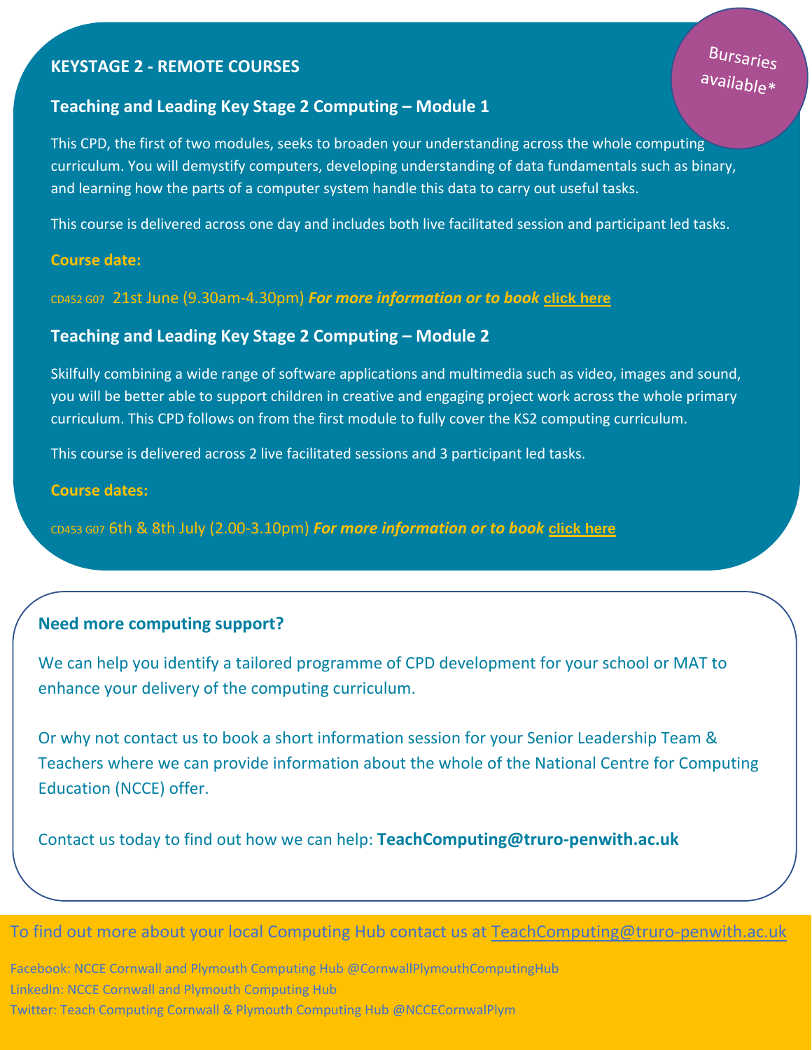Bursaries available*

## KEYSTAGE 2 - REMOTE COURSES

### Teaching and Leading Key Stage 2 Computing – Module 1

This CPD, the first of two modules, seeks to broaden your understanding across the whole computing curriculum. You will demystify computers, developing understanding of data fundamentals such as binary, and learning how the parts of a computer system handle this data to carry out useful tasks.

This course is delivered across one day and includes both live facilitated session and participant led tasks.

**Course date:**

CD452 G07 21st June (9.30am-4.30pm) ***For more information or to book*** **click here**

### Teaching and Leading Key Stage 2 Computing – Module 2

Skilfully combining a wide range of software applications and multimedia such as video, images and sound, you will be better able to support children in creative and engaging project work across the whole primary curriculum. This CPD follows on from the first module to fully cover the KS2 computing curriculum.

This course is delivered across 2 live facilitated sessions and 3 participant led tasks.

**Course dates:**

CD453 G07 6th & 8th July (2.00-3.10pm) ***For more information or to book*** **click here**

### Need more computing support?

We can help you identify a tailored programme of CPD development for your school or MAT to enhance your delivery of the computing curriculum.

Or why not contact us to book a short information session for your Senior Leadership Team & Teachers where we can provide information about the whole of the National Centre for Computing Education (NCCE) offer.

Contact us today to find out how we can help: **TeachComputing@truro-penwith.ac.uk**

To find out more about your local Computing Hub contact us at TeachComputing@truro-penwith.ac.uk

Facebook: NCCE Cornwall and Plymouth Computing Hub @CornwallPlymouthComputingHub
LinkedIn: NCCE Cornwall and Plymouth Computing Hub
Twitter: Teach Computing Cornwall & Plymouth Computing Hub @NCCECornwalPlym